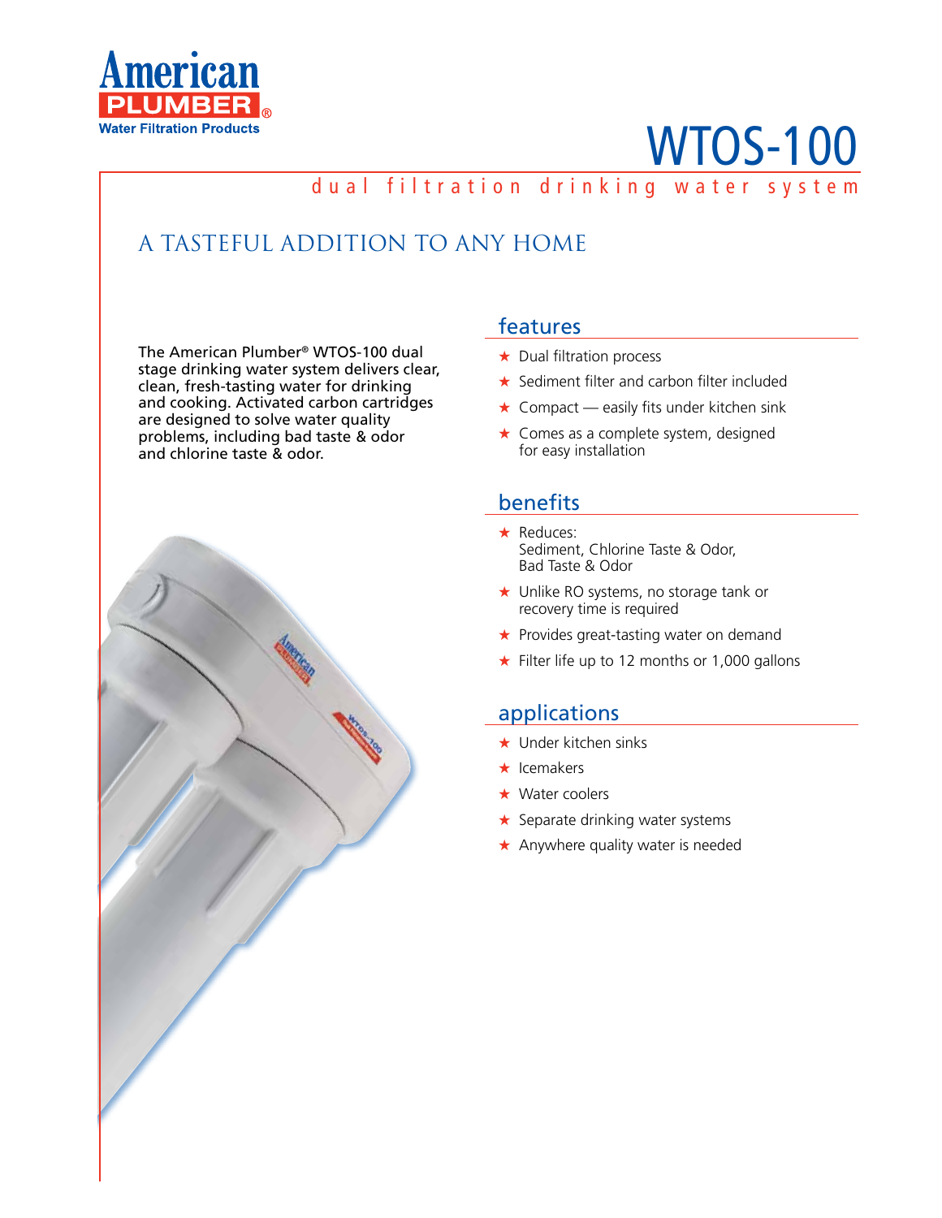American PLUMBER®
Water Filtration Products

# WTOS-100

dual filtration drinking water system

## A TASTEFUL ADDITION TO ANY HOME

The American Plumber® WTOS-100 dual stage drinking water system delivers clear, clean, fresh-tasting water for drinking and cooking. Activated carbon cartridges are designed to solve water quality problems, including bad taste & odor and chlorine taste & odor.

## features

- ★ Dual filtration process
- ★ Sediment filter and carbon filter included
- ★ Compact — easily fits under kitchen sink
- ★ Comes as a complete system, designed for easy installation

## benefits

- ★ Reduces:
  Sediment, Chlorine Taste & Odor,
  Bad Taste & Odor
- ★ Unlike RO systems, no storage tank or recovery time is required
- ★ Provides great-tasting water on demand
- ★ Filter life up to 12 months or 1,000 gallons

## applications

- ★ Under kitchen sinks
- ★ Icemakers
- ★ Water coolers
- ★ Separate drinking water systems
- ★ Anywhere quality water is needed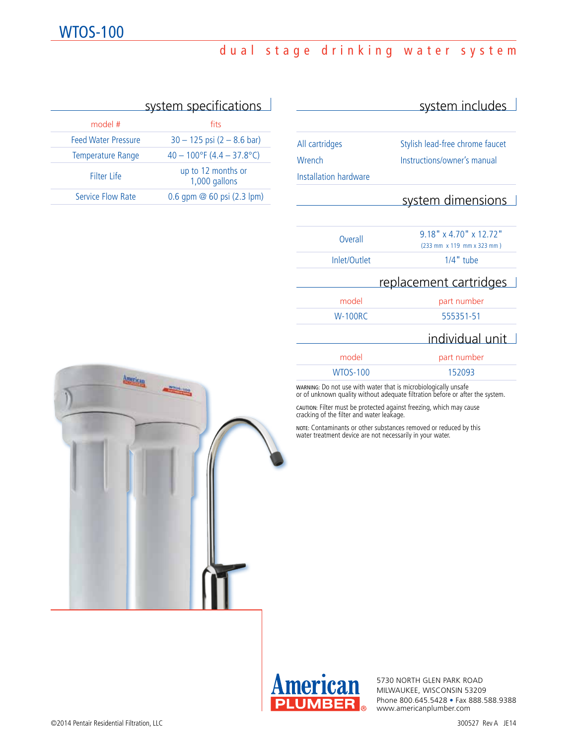# WTOS-100

dual stage drinking water system

## system specifications

| model # | fits |
|---|---|
| Feed Water Pressure | 30 – 125 psi (2 – 8.6 bar) |
| Temperature Range | 40 – 100°F (4.4 – 37.8°C) |
| Filter Life | up to 12 months or 1,000 gallons |
| Service Flow Rate | 0.6 gpm @ 60 psi (2.3 lpm) |

## system includes

| | |
|---|---|
| All cartridges | Stylish lead-free chrome faucet |
| Wrench | Instructions/owner's manual |
| Installation hardware | |

## system dimensions

| | |
|---|---|
| Overall | 9.18" x 4.70" x 12.72" (233 mm x 119 mm x 323 mm) |
| Inlet/Outlet | 1/4" tube |

## replacement cartridges

| model | part number |
|---|---|
| W-100RC | 555351-51 |

## individual unit

| model | part number |
|---|---|
| WTOS-100 | 152093 |

WARNING: Do not use with water that is microbiologically unsafe or of unknown quality without adequate filtration before or after the system.

CAUTION: Filter must be protected against freezing, which may cause cracking of the filter and water leakage.

NOTE: Contaminants or other substances removed or reduced by this water treatment device are not necessarily in your water.

American PLUMBER®

5730 NORTH GLEN PARK ROAD
MILWAUKEE, WISCONSIN 53209
Phone 800.645.5428 • Fax 888.588.9388
www.americanplumber.com

©2014 Pentair Residential Filtration, LLC

300527 Rev A JE14